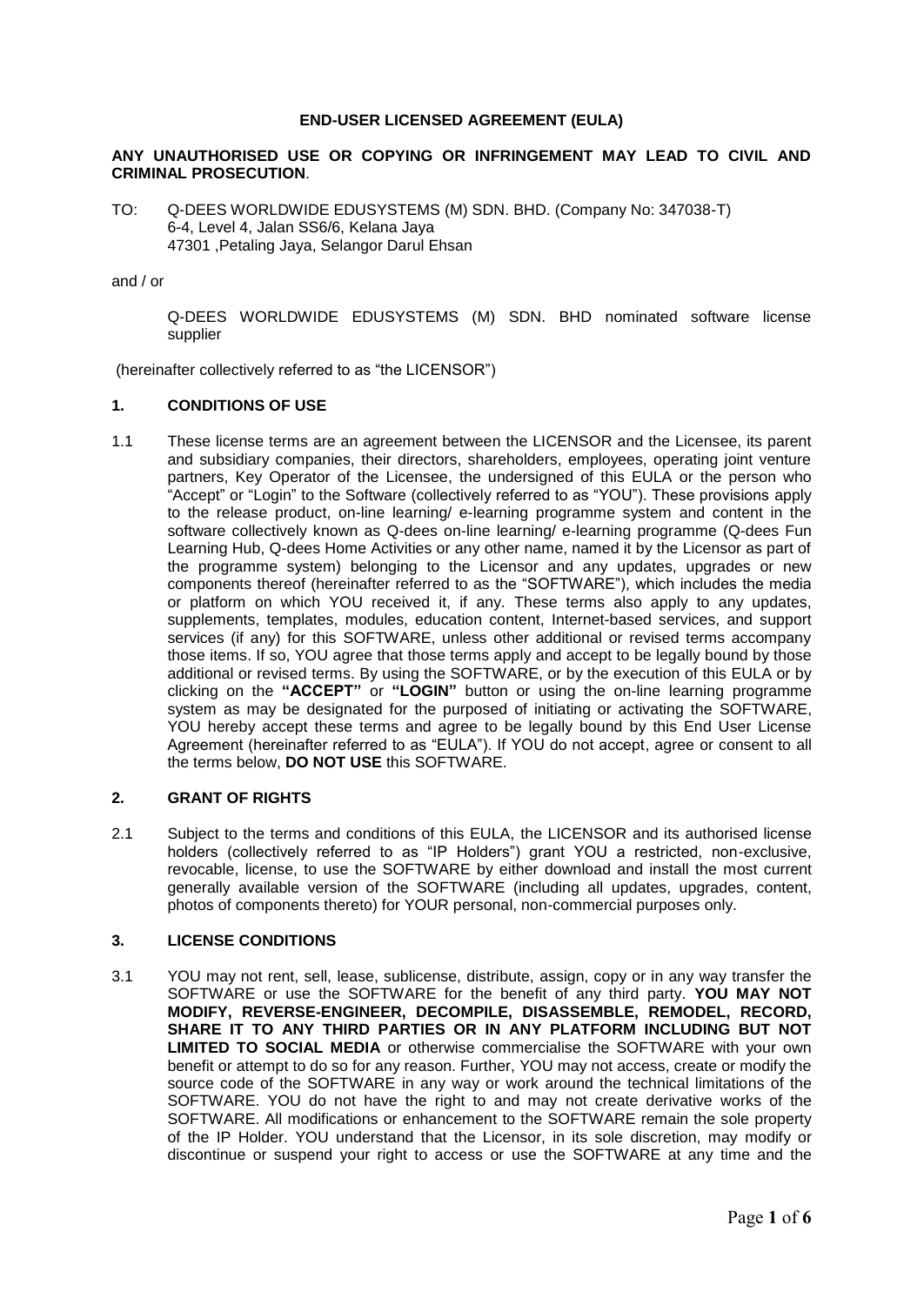# END-USER LICENSED AGREEMENT (EULA)

**ANY UNAUTHORISED USE OR COPYING OR INFRINGEMENT MAY LEAD TO CIVIL AND CRIMINAL PROSECUTION**.

TO: Q-DEES WORLDWIDE EDUSYSTEMS (M) SDN. BHD. (Company No: 347038-T)
6-4, Level 4, Jalan SS6/6, Kelana Jaya
47301 ,Petaling Jaya, Selangor Darul Ehsan

and / or

Q-DEES WORLDWIDE EDUSYSTEMS (M) SDN. BHD nominated software license supplier

(hereinafter collectively referred to as "the LICENSOR")

## 1. CONDITIONS OF USE

1.1 These license terms are an agreement between the LICENSOR and the Licensee, its parent and subsidiary companies, their directors, shareholders, employees, operating joint venture partners, Key Operator of the Licensee, the undersigned of this EULA or the person who "Accept" or "Login" to the Software (collectively referred to as "YOU"). These provisions apply to the release product, on-line learning/ e-learning programme system and content in the software collectively known as Q-dees on-line learning/ e-learning programme (Q-dees Fun Learning Hub, Q-dees Home Activities or any other name, named it by the Licensor as part of the programme system) belonging to the Licensor and any updates, upgrades or new components thereof (hereinafter referred to as the "SOFTWARE"), which includes the media or platform on which YOU received it, if any. These terms also apply to any updates, supplements, templates, modules, education content, Internet-based services, and support services (if any) for this SOFTWARE, unless other additional or revised terms accompany those items. If so, YOU agree that those terms apply and accept to be legally bound by those additional or revised terms. By using the SOFTWARE, or by the execution of this EULA or by clicking on the **"ACCEPT"** or **"LOGIN"** button or using the on-line learning programme system as may be designated for the purposed of initiating or activating the SOFTWARE, YOU hereby accept these terms and agree to be legally bound by this End User License Agreement (hereinafter referred to as "EULA"). If YOU do not accept, agree or consent to all the terms below, **DO NOT USE** this SOFTWARE.

## 2. GRANT OF RIGHTS

2.1 Subject to the terms and conditions of this EULA, the LICENSOR and its authorised license holders (collectively referred to as "IP Holders") grant YOU a restricted, non-exclusive, revocable, license, to use the SOFTWARE by either download and install the most current generally available version of the SOFTWARE (including all updates, upgrades, content, photos of components thereto) for YOUR personal, non-commercial purposes only.

## 3. LICENSE CONDITIONS

3.1 YOU may not rent, sell, lease, sublicense, distribute, assign, copy or in any way transfer the SOFTWARE or use the SOFTWARE for the benefit of any third party. **YOU MAY NOT MODIFY, REVERSE-ENGINEER, DECOMPILE, DISASSEMBLE, REMODEL, RECORD, SHARE IT TO ANY THIRD PARTIES OR IN ANY PLATFORM INCLUDING BUT NOT LIMITED TO SOCIAL MEDIA** or otherwise commercialise the SOFTWARE with your own benefit or attempt to do so for any reason. Further, YOU may not access, create or modify the source code of the SOFTWARE in any way or work around the technical limitations of the SOFTWARE. YOU do not have the right to and may not create derivative works of the SOFTWARE. All modifications or enhancement to the SOFTWARE remain the sole property of the IP Holder. YOU understand that the Licensor, in its sole discretion, may modify or discontinue or suspend your right to access or use the SOFTWARE at any time and the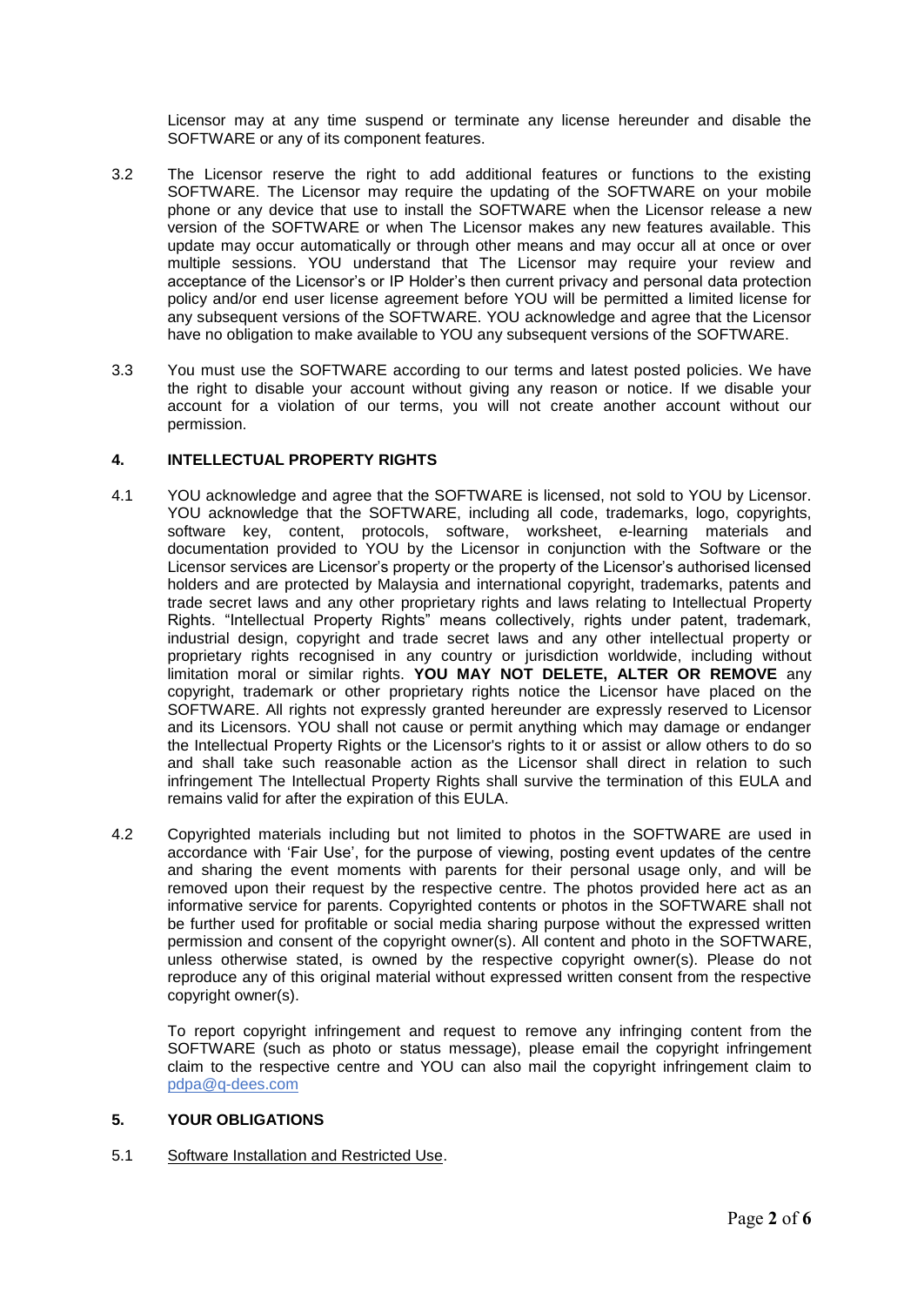Licensor may at any time suspend or terminate any license hereunder and disable the SOFTWARE or any of its component features.

3.2 The Licensor reserve the right to add additional features or functions to the existing SOFTWARE. The Licensor may require the updating of the SOFTWARE on your mobile phone or any device that use to install the SOFTWARE when the Licensor release a new version of the SOFTWARE or when The Licensor makes any new features available. This update may occur automatically or through other means and may occur all at once or over multiple sessions. YOU understand that The Licensor may require your review and acceptance of the Licensor's or IP Holder's then current privacy and personal data protection policy and/or end user license agreement before YOU will be permitted a limited license for any subsequent versions of the SOFTWARE. YOU acknowledge and agree that the Licensor have no obligation to make available to YOU any subsequent versions of the SOFTWARE.

3.3 You must use the SOFTWARE according to our terms and latest posted policies. We have the right to disable your account without giving any reason or notice. If we disable your account for a violation of our terms, you will not create another account without our permission.

## 4. INTELLECTUAL PROPERTY RIGHTS

4.1 YOU acknowledge and agree that the SOFTWARE is licensed, not sold to YOU by Licensor. YOU acknowledge that the SOFTWARE, including all code, trademarks, logo, copyrights, software key, content, protocols, software, worksheet, e-learning materials and documentation provided to YOU by the Licensor in conjunction with the Software or the Licensor services are Licensor's property or the property of the Licensor's authorised licensed holders and are protected by Malaysia and international copyright, trademarks, patents and trade secret laws and any other proprietary rights and laws relating to Intellectual Property Rights. "Intellectual Property Rights" means collectively, rights under patent, trademark, industrial design, copyright and trade secret laws and any other intellectual property or proprietary rights recognised in any country or jurisdiction worldwide, including without limitation moral or similar rights. **YOU MAY NOT DELETE, ALTER OR REMOVE** any copyright, trademark or other proprietary rights notice the Licensor have placed on the SOFTWARE. All rights not expressly granted hereunder are expressly reserved to Licensor and its Licensors. YOU shall not cause or permit anything which may damage or endanger the Intellectual Property Rights or the Licensor's rights to it or assist or allow others to do so and shall take such reasonable action as the Licensor shall direct in relation to such infringement The Intellectual Property Rights shall survive the termination of this EULA and remains valid for after the expiration of this EULA.

4.2 Copyrighted materials including but not limited to photos in the SOFTWARE are used in accordance with 'Fair Use', for the purpose of viewing, posting event updates of the centre and sharing the event moments with parents for their personal usage only, and will be removed upon their request by the respective centre. The photos provided here act as an informative service for parents. Copyrighted contents or photos in the SOFTWARE shall not be further used for profitable or social media sharing purpose without the expressed written permission and consent of the copyright owner(s). All content and photo in the SOFTWARE, unless otherwise stated, is owned by the respective copyright owner(s). Please do not reproduce any of this original material without expressed written consent from the respective copyright owner(s).

To report copyright infringement and request to remove any infringing content from the SOFTWARE (such as photo or status message), please email the copyright infringement claim to the respective centre and YOU can also mail the copyright infringement claim to pdpa@q-dees.com

## 5. YOUR OBLIGATIONS

5.1 Software Installation and Restricted Use.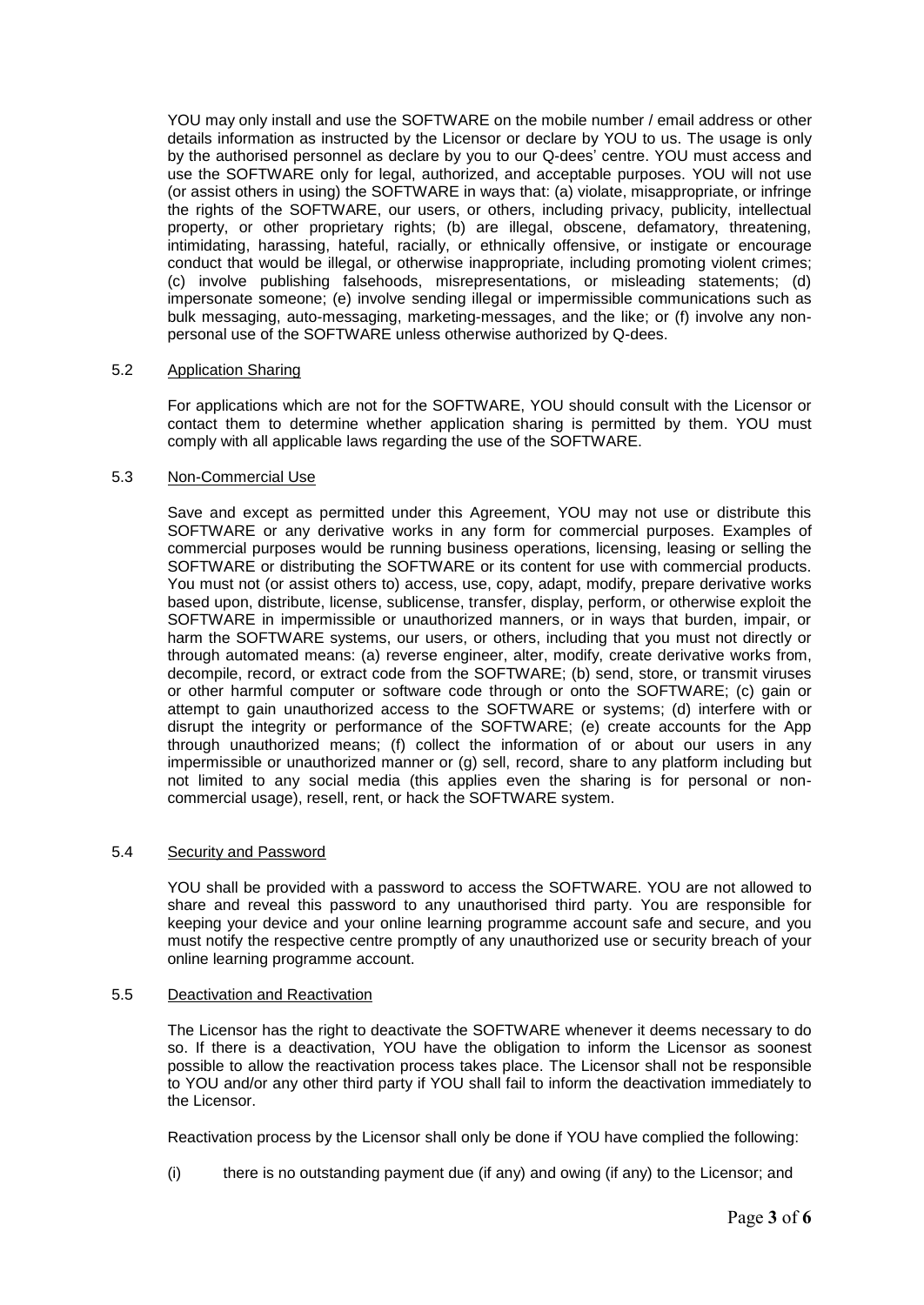YOU may only install and use the SOFTWARE on the mobile number / email address or other details information as instructed by the Licensor or declare by YOU to us. The usage is only by the authorised personnel as declare by you to our Q-dees' centre. YOU must access and use the SOFTWARE only for legal, authorized, and acceptable purposes. YOU will not use (or assist others in using) the SOFTWARE in ways that: (a) violate, misappropriate, or infringe the rights of the SOFTWARE, our users, or others, including privacy, publicity, intellectual property, or other proprietary rights; (b) are illegal, obscene, defamatory, threatening, intimidating, harassing, hateful, racially, or ethnically offensive, or instigate or encourage conduct that would be illegal, or otherwise inappropriate, including promoting violent crimes; (c) involve publishing falsehoods, misrepresentations, or misleading statements; (d) impersonate someone; (e) involve sending illegal or impermissible communications such as bulk messaging, auto-messaging, marketing-messages, and the like; or (f) involve any non-personal use of the SOFTWARE unless otherwise authorized by Q-dees.

5.2 Application Sharing

For applications which are not for the SOFTWARE, YOU should consult with the Licensor or contact them to determine whether application sharing is permitted by them. YOU must comply with all applicable laws regarding the use of the SOFTWARE.

5.3 Non-Commercial Use

Save and except as permitted under this Agreement, YOU may not use or distribute this SOFTWARE or any derivative works in any form for commercial purposes. Examples of commercial purposes would be running business operations, licensing, leasing or selling the SOFTWARE or distributing the SOFTWARE or its content for use with commercial products. You must not (or assist others to) access, use, copy, adapt, modify, prepare derivative works based upon, distribute, license, sublicense, transfer, display, perform, or otherwise exploit the SOFTWARE in impermissible or unauthorized manners, or in ways that burden, impair, or harm the SOFTWARE systems, our users, or others, including that you must not directly or through automated means: (a) reverse engineer, alter, modify, create derivative works from, decompile, record, or extract code from the SOFTWARE; (b) send, store, or transmit viruses or other harmful computer or software code through or onto the SOFTWARE; (c) gain or attempt to gain unauthorized access to the SOFTWARE or systems; (d) interfere with or disrupt the integrity or performance of the SOFTWARE; (e) create accounts for the App through unauthorized means; (f) collect the information of or about our users in any impermissible or unauthorized manner or (g) sell, record, share to any platform including but not limited to any social media (this applies even the sharing is for personal or non-commercial usage), resell, rent, or hack the SOFTWARE system.

5.4 Security and Password

YOU shall be provided with a password to access the SOFTWARE. YOU are not allowed to share and reveal this password to any unauthorised third party. You are responsible for keeping your device and your online learning programme account safe and secure, and you must notify the respective centre promptly of any unauthorized use or security breach of your online learning programme account.

5.5 Deactivation and Reactivation

The Licensor has the right to deactivate the SOFTWARE whenever it deems necessary to do so. If there is a deactivation, YOU have the obligation to inform the Licensor as soonest possible to allow the reactivation process takes place. The Licensor shall not be responsible to YOU and/or any other third party if YOU shall fail to inform the deactivation immediately to the Licensor.

Reactivation process by the Licensor shall only be done if YOU have complied the following:

(i) there is no outstanding payment due (if any) and owing (if any) to the Licensor; and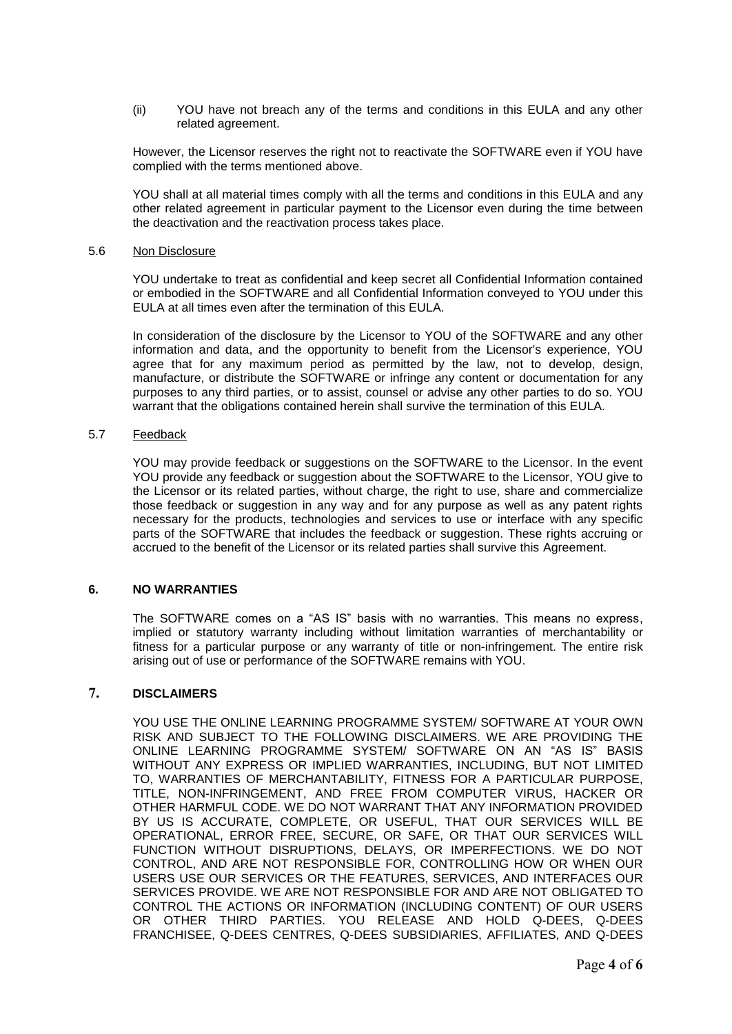(ii) YOU have not breach any of the terms and conditions in this EULA and any other related agreement.

However, the Licensor reserves the right not to reactivate the SOFTWARE even if YOU have complied with the terms mentioned above.

YOU shall at all material times comply with all the terms and conditions in this EULA and any other related agreement in particular payment to the Licensor even during the time between the deactivation and the reactivation process takes place.

### 5.6 Non Disclosure

YOU undertake to treat as confidential and keep secret all Confidential Information contained or embodied in the SOFTWARE and all Confidential Information conveyed to YOU under this EULA at all times even after the termination of this EULA.

In consideration of the disclosure by the Licensor to YOU of the SOFTWARE and any other information and data, and the opportunity to benefit from the Licensor's experience, YOU agree that for any maximum period as permitted by the law, not to develop, design, manufacture, or distribute the SOFTWARE or infringe any content or documentation for any purposes to any third parties, or to assist, counsel or advise any other parties to do so. YOU warrant that the obligations contained herein shall survive the termination of this EULA.

### 5.7 Feedback

YOU may provide feedback or suggestions on the SOFTWARE to the Licensor. In the event YOU provide any feedback or suggestion about the SOFTWARE to the Licensor, YOU give to the Licensor or its related parties, without charge, the right to use, share and commercialize those feedback or suggestion in any way and for any purpose as well as any patent rights necessary for the products, technologies and services to use or interface with any specific parts of the SOFTWARE that includes the feedback or suggestion. These rights accruing or accrued to the benefit of the Licensor or its related parties shall survive this Agreement.

## 6. NO WARRANTIES

The SOFTWARE comes on a "AS IS" basis with no warranties. This means no express, implied or statutory warranty including without limitation warranties of merchantability or fitness for a particular purpose or any warranty of title or non-infringement. The entire risk arising out of use or performance of the SOFTWARE remains with YOU.

## 7. DISCLAIMERS

YOU USE THE ONLINE LEARNING PROGRAMME SYSTEM/ SOFTWARE AT YOUR OWN RISK AND SUBJECT TO THE FOLLOWING DISCLAIMERS. WE ARE PROVIDING THE ONLINE LEARNING PROGRAMME SYSTEM/ SOFTWARE ON AN "AS IS" BASIS WITHOUT ANY EXPRESS OR IMPLIED WARRANTIES, INCLUDING, BUT NOT LIMITED TO, WARRANTIES OF MERCHANTABILITY, FITNESS FOR A PARTICULAR PURPOSE, TITLE, NON-INFRINGEMENT, AND FREE FROM COMPUTER VIRUS, HACKER OR OTHER HARMFUL CODE. WE DO NOT WARRANT THAT ANY INFORMATION PROVIDED BY US IS ACCURATE, COMPLETE, OR USEFUL, THAT OUR SERVICES WILL BE OPERATIONAL, ERROR FREE, SECURE, OR SAFE, OR THAT OUR SERVICES WILL FUNCTION WITHOUT DISRUPTIONS, DELAYS, OR IMPERFECTIONS. WE DO NOT CONTROL, AND ARE NOT RESPONSIBLE FOR, CONTROLLING HOW OR WHEN OUR USERS USE OUR SERVICES OR THE FEATURES, SERVICES, AND INTERFACES OUR SERVICES PROVIDE. WE ARE NOT RESPONSIBLE FOR AND ARE NOT OBLIGATED TO CONTROL THE ACTIONS OR INFORMATION (INCLUDING CONTENT) OF OUR USERS OR OTHER THIRD PARTIES. YOU RELEASE AND HOLD Q-DEES, Q-DEES FRANCHISEE, Q-DEES CENTRES, Q-DEES SUBSIDIARIES, AFFILIATES, AND Q-DEES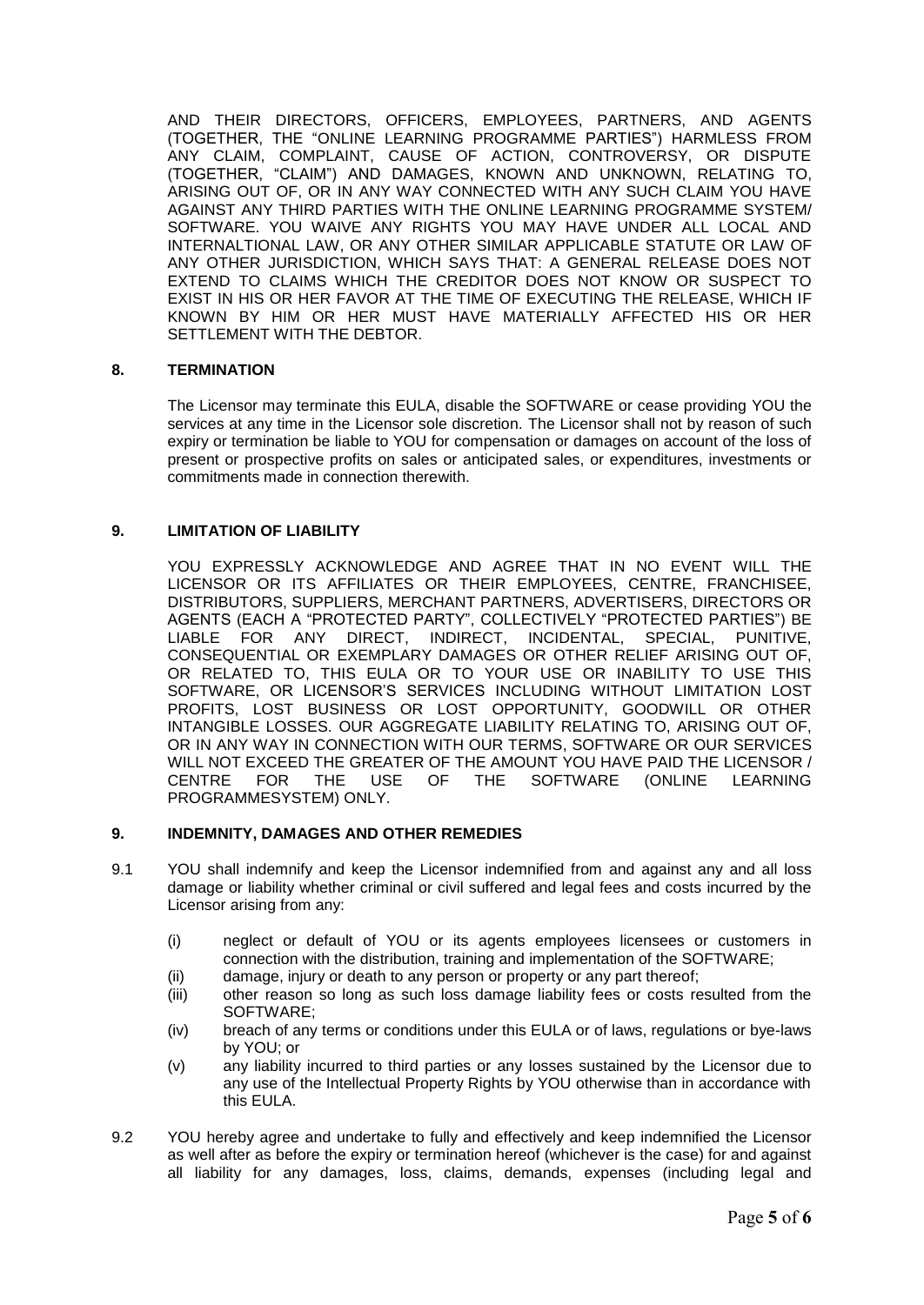AND THEIR DIRECTORS, OFFICERS, EMPLOYEES, PARTNERS, AND AGENTS (TOGETHER, THE "ONLINE LEARNING PROGRAMME PARTIES") HARMLESS FROM ANY CLAIM, COMPLAINT, CAUSE OF ACTION, CONTROVERSY, OR DISPUTE (TOGETHER, "CLAIM") AND DAMAGES, KNOWN AND UNKNOWN, RELATING TO, ARISING OUT OF, OR IN ANY WAY CONNECTED WITH ANY SUCH CLAIM YOU HAVE AGAINST ANY THIRD PARTIES WITH THE ONLINE LEARNING PROGRAMME SYSTEM/ SOFTWARE. YOU WAIVE ANY RIGHTS YOU MAY HAVE UNDER ALL LOCAL AND INTERNALTIONAL LAW, OR ANY OTHER SIMILAR APPLICABLE STATUTE OR LAW OF ANY OTHER JURISDICTION, WHICH SAYS THAT: A GENERAL RELEASE DOES NOT EXTEND TO CLAIMS WHICH THE CREDITOR DOES NOT KNOW OR SUSPECT TO EXIST IN HIS OR HER FAVOR AT THE TIME OF EXECUTING THE RELEASE, WHICH IF KNOWN BY HIM OR HER MUST HAVE MATERIALLY AFFECTED HIS OR HER SETTLEMENT WITH THE DEBTOR.

## 8. TERMINATION

The Licensor may terminate this EULA, disable the SOFTWARE or cease providing YOU the services at any time in the Licensor sole discretion. The Licensor shall not by reason of such expiry or termination be liable to YOU for compensation or damages on account of the loss of present or prospective profits on sales or anticipated sales, or expenditures, investments or commitments made in connection therewith.

## 9. LIMITATION OF LIABILITY

YOU EXPRESSLY ACKNOWLEDGE AND AGREE THAT IN NO EVENT WILL THE LICENSOR OR ITS AFFILIATES OR THEIR EMPLOYEES, CENTRE, FRANCHISEE, DISTRIBUTORS, SUPPLIERS, MERCHANT PARTNERS, ADVERTISERS, DIRECTORS OR AGENTS (EACH A "PROTECTED PARTY", COLLECTIVELY "PROTECTED PARTIES") BE LIABLE FOR ANY DIRECT, INDIRECT, INCIDENTAL, SPECIAL, PUNITIVE, CONSEQUENTIAL OR EXEMPLARY DAMAGES OR OTHER RELIEF ARISING OUT OF, OR RELATED TO, THIS EULA OR TO YOUR USE OR INABILITY TO USE THIS SOFTWARE, OR LICENSOR'S SERVICES INCLUDING WITHOUT LIMITATION LOST PROFITS, LOST BUSINESS OR LOST OPPORTUNITY, GOODWILL OR OTHER INTANGIBLE LOSSES. OUR AGGREGATE LIABILITY RELATING TO, ARISING OUT OF, OR IN ANY WAY IN CONNECTION WITH OUR TERMS, SOFTWARE OR OUR SERVICES WILL NOT EXCEED THE GREATER OF THE AMOUNT YOU HAVE PAID THE LICENSOR / CENTRE FOR THE USE OF THE SOFTWARE (ONLINE LEARNING PROGRAMMESYSTEM) ONLY.

## 9. INDEMNITY, DAMAGES AND OTHER REMEDIES

9.1 YOU shall indemnify and keep the Licensor indemnified from and against any and all loss damage or liability whether criminal or civil suffered and legal fees and costs incurred by the Licensor arising from any:

- (i) neglect or default of YOU or its agents employees licensees or customers in connection with the distribution, training and implementation of the SOFTWARE;
- (ii) damage, injury or death to any person or property or any part thereof;
- (iii) other reason so long as such loss damage liability fees or costs resulted from the SOFTWARE;
- (iv) breach of any terms or conditions under this EULA or of laws, regulations or bye-laws by YOU; or
- (v) any liability incurred to third parties or any losses sustained by the Licensor due to any use of the Intellectual Property Rights by YOU otherwise than in accordance with this EULA.

9.2 YOU hereby agree and undertake to fully and effectively and keep indemnified the Licensor as well after as before the expiry or termination hereof (whichever is the case) for and against all liability for any damages, loss, claims, demands, expenses (including legal and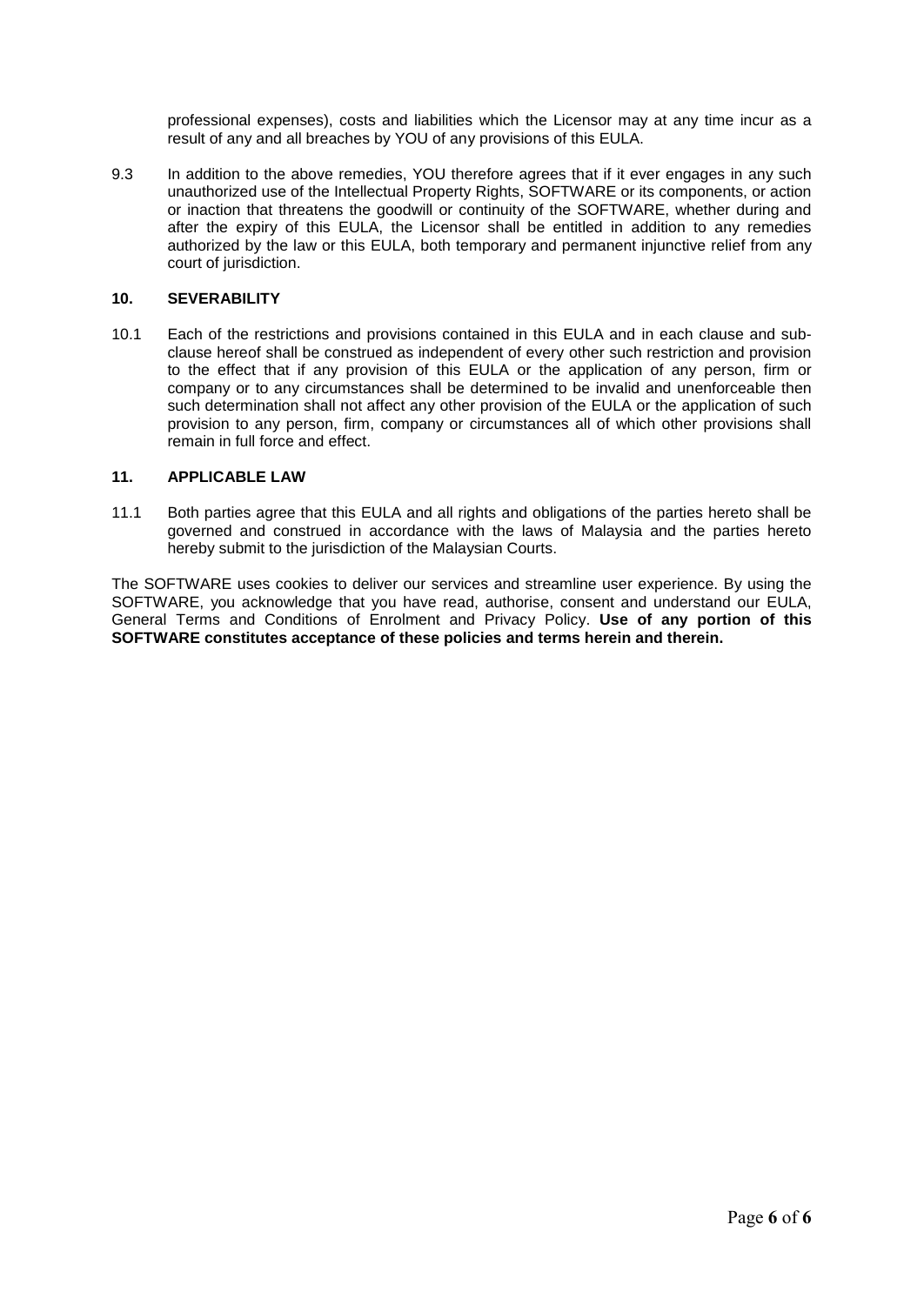professional expenses), costs and liabilities which the Licensor may at any time incur as a result of any and all breaches by YOU of any provisions of this EULA.

9.3 In addition to the above remedies, YOU therefore agrees that if it ever engages in any such unauthorized use of the Intellectual Property Rights, SOFTWARE or its components, or action or inaction that threatens the goodwill or continuity of the SOFTWARE, whether during and after the expiry of this EULA, the Licensor shall be entitled in addition to any remedies authorized by the law or this EULA, both temporary and permanent injunctive relief from any court of jurisdiction.

## 10. SEVERABILITY

10.1 Each of the restrictions and provisions contained in this EULA and in each clause and sub-clause hereof shall be construed as independent of every other such restriction and provision to the effect that if any provision of this EULA or the application of any person, firm or company or to any circumstances shall be determined to be invalid and unenforceable then such determination shall not affect any other provision of the EULA or the application of such provision to any person, firm, company or circumstances all of which other provisions shall remain in full force and effect.

## 11. APPLICABLE LAW

11.1 Both parties agree that this EULA and all rights and obligations of the parties hereto shall be governed and construed in accordance with the laws of Malaysia and the parties hereto hereby submit to the jurisdiction of the Malaysian Courts.

The SOFTWARE uses cookies to deliver our services and streamline user experience. By using the SOFTWARE, you acknowledge that you have read, authorise, consent and understand our EULA, General Terms and Conditions of Enrolment and Privacy Policy. **Use of any portion of this SOFTWARE constitutes acceptance of these policies and terms herein and therein.**